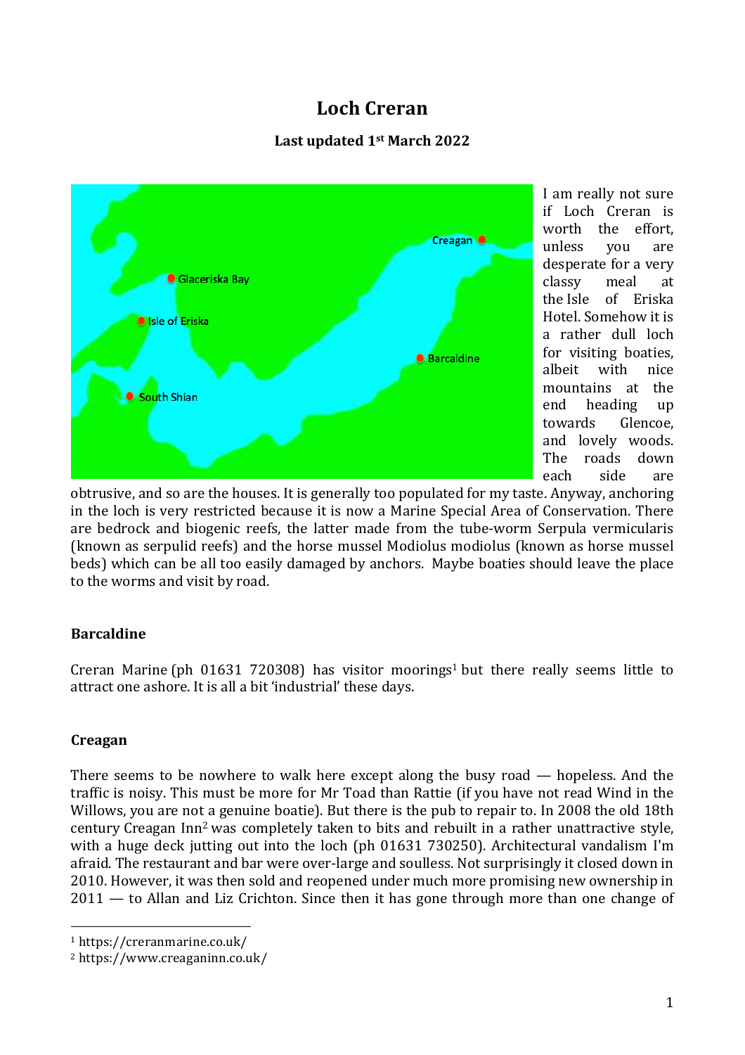# Loch Creran

**Last updated 1st March 2022**

I am really not sure if Loch Creran is worth the effort, unless you are desperate for a very classy meal at the Isle of Eriska Hotel. Somehow it is a rather dull loch for visiting boaties, albeit with nice mountains at the end heading up towards Glencoe, and lovely woods. The roads down each side are obtrusive, and so are the houses. It is generally too populated for my taste. Anyway, anchoring in the loch is very restricted because it is now a Marine Special Area of Conservation. There are bedrock and biogenic reefs, the latter made from the tube-worm Serpula vermicularis (known as serpulid reefs) and the horse mussel Modiolus modiolus (known as horse mussel beds) which can be all too easily damaged by anchors. Maybe boaties should leave the place to the worms and visit by road.

### Barcaldine

Creran Marine (ph 01631 720308) has visitor moorings[1] but there really seems little to attract one ashore. It is all a bit 'industrial' these days.

### Creagan

There seems to be nowhere to walk here except along the busy road — hopeless. And the traffic is noisy. This must be more for Mr Toad than Rattie (if you have not read Wind in the Willows, you are not a genuine boatie). But there is the pub to repair to. In 2008 the old 18th century Creagan Inn[2] was completely taken to bits and rebuilt in a rather unattractive style, with a huge deck jutting out into the loch (ph 01631 730250). Architectural vandalism I'm afraid. The restaurant and bar were over-large and soulless. Not surprisingly it closed down in 2010. However, it was then sold and reopened under much more promising new ownership in 2011 — to Allan and Liz Crichton. Since then it has gone through more than one change of

[1] https://creranmarine.co.uk/

[2] https://www.creaganinn.co.uk/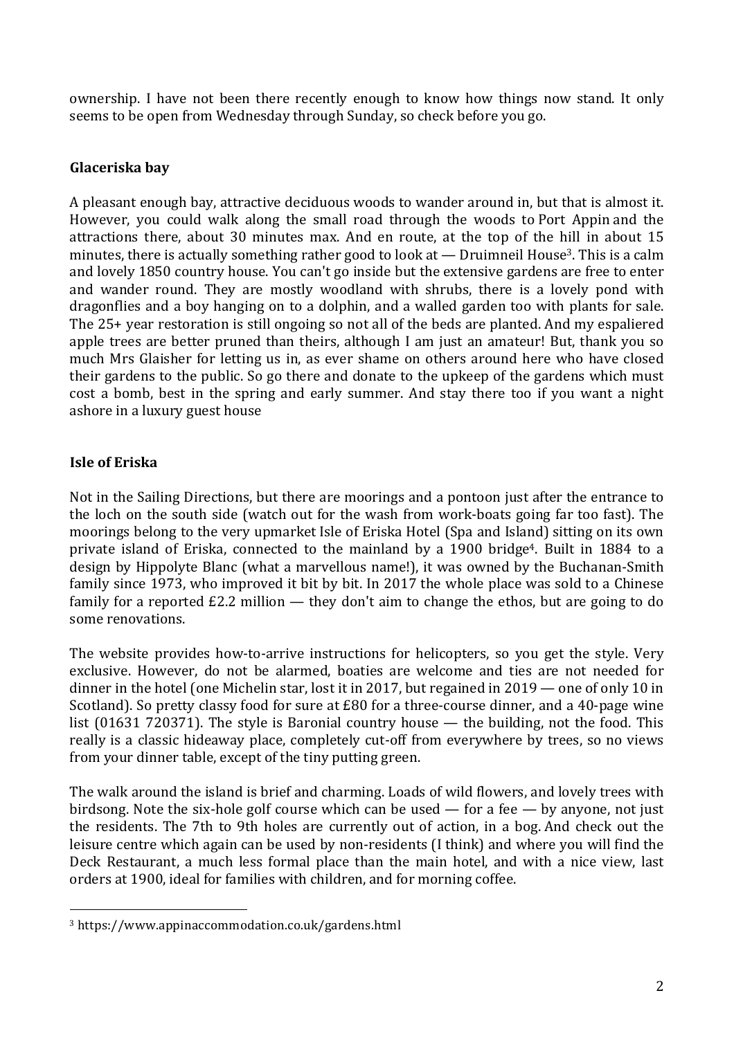ownership. I have not been there recently enough to know how things now stand. It only seems to be open from Wednesday through Sunday, so check before you go.

### Glaceriska bay

A pleasant enough bay, attractive deciduous woods to wander around in, but that is almost it. However, you could walk along the small road through the woods to Port Appin and the attractions there, about 30 minutes max. And en route, at the top of the hill in about 15 minutes, there is actually something rather good to look at — Druimneil House[3]. This is a calm and lovely 1850 country house. You can't go inside but the extensive gardens are free to enter and wander round. They are mostly woodland with shrubs, there is a lovely pond with dragonflies and a boy hanging on to a dolphin, and a walled garden too with plants for sale. The 25+ year restoration is still ongoing so not all of the beds are planted. And my espaliered apple trees are better pruned than theirs, although I am just an amateur! But, thank you so much Mrs Glaisher for letting us in, as ever shame on others around here who have closed their gardens to the public. So go there and donate to the upkeep of the gardens which must cost a bomb, best in the spring and early summer. And stay there too if you want a night ashore in a luxury guest house

### Isle of Eriska

Not in the Sailing Directions, but there are moorings and a pontoon just after the entrance to the loch on the south side (watch out for the wash from work-boats going far too fast). The moorings belong to the very upmarket Isle of Eriska Hotel (Spa and Island) sitting on its own private island of Eriska, connected to the mainland by a 1900 bridge[4]. Built in 1884 to a design by Hippolyte Blanc (what a marvellous name!), it was owned by the Buchanan-Smith family since 1973, who improved it bit by bit. In 2017 the whole place was sold to a Chinese family for a reported £2.2 million — they don't aim to change the ethos, but are going to do some renovations.

The website provides how-to-arrive instructions for helicopters, so you get the style. Very exclusive. However, do not be alarmed, boaties are welcome and ties are not needed for dinner in the hotel (one Michelin star, lost it in 2017, but regained in 2019 — one of only 10 in Scotland). So pretty classy food for sure at £80 for a three-course dinner, and a 40-page wine list (01631 720371). The style is Baronial country house — the building, not the food. This really is a classic hideaway place, completely cut-off from everywhere by trees, so no views from your dinner table, except of the tiny putting green.

The walk around the island is brief and charming. Loads of wild flowers, and lovely trees with birdsong. Note the six-hole golf course which can be used — for a fee — by anyone, not just the residents. The 7th to 9th holes are currently out of action, in a bog. And check out the leisure centre which again can be used by non-residents (I think) and where you will find the Deck Restaurant, a much less formal place than the main hotel, and with a nice view, last orders at 1900, ideal for families with children, and for morning coffee.

---

[3] https://www.appinaccommodation.co.uk/gardens.html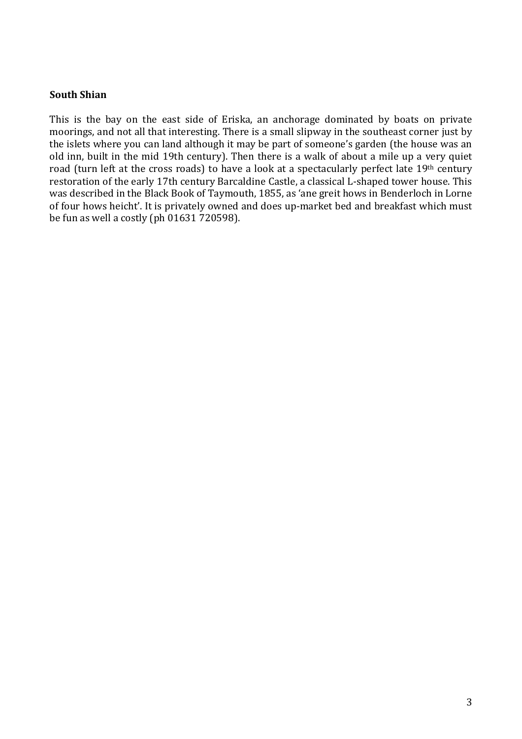**South Shian**

This is the bay on the east side of Eriska, an anchorage dominated by boats on private moorings, and not all that interesting. There is a small slipway in the southeast corner just by the islets where you can land although it may be part of someone's garden (the house was an old inn, built in the mid 19th century). Then there is a walk of about a mile up a very quiet road (turn left at the cross roads) to have a look at a spectacularly perfect late 19th century restoration of the early 17th century Barcaldine Castle, a classical L-shaped tower house. This was described in the Black Book of Taymouth, 1855, as 'ane greit hows in Benderloch in Lorne of four hows heicht'. It is privately owned and does up-market bed and breakfast which must be fun as well a costly (ph 01631 720598).